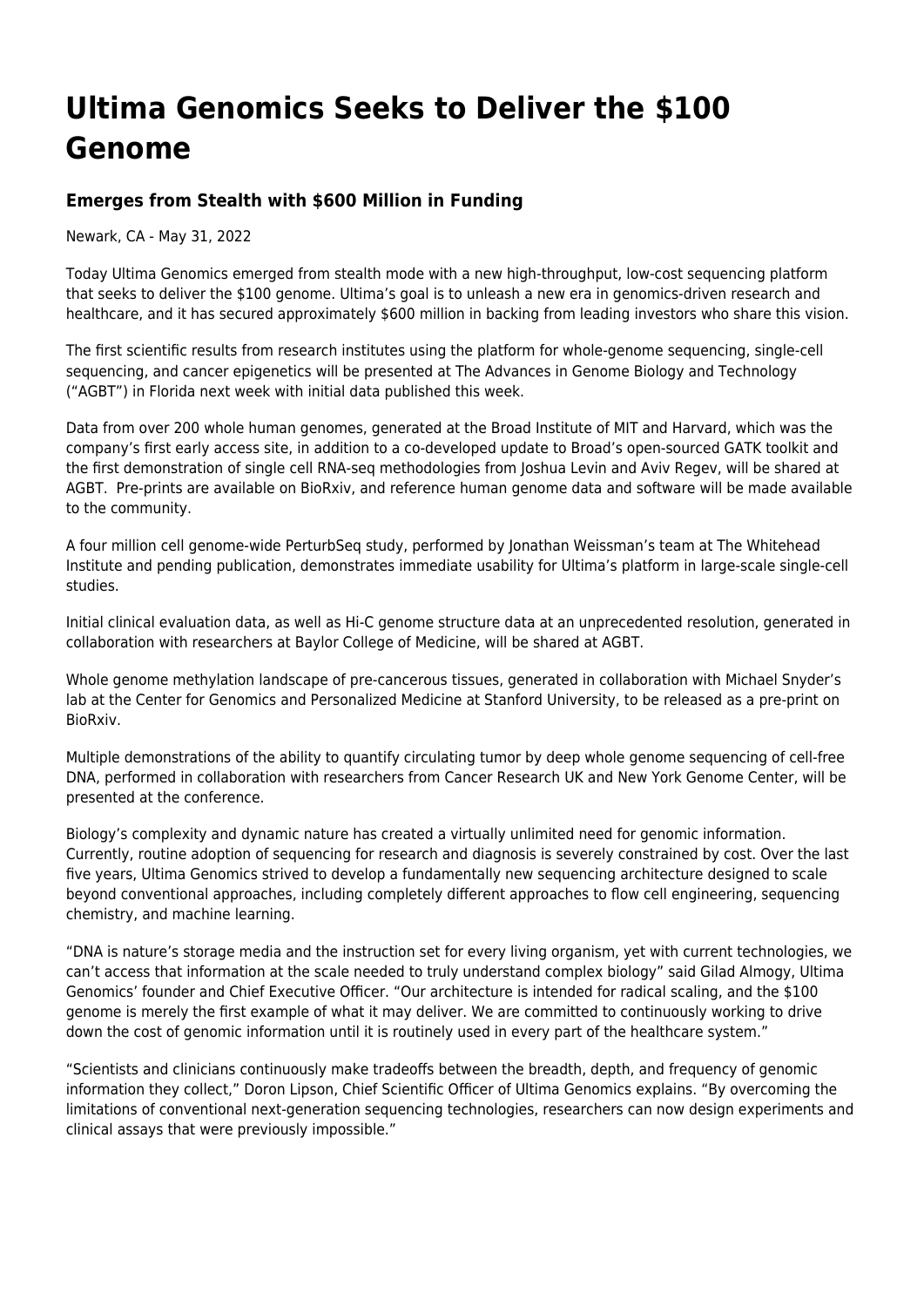# Ultima Genomics Seeks to Deliver the $100 Genome

### Emerges from Stealth with $600 Million in Funding

Newark, CA - May 31, 2022

Today Ultima Genomics emerged from stealth mode with a new high-throughput, low-cost sequencing platform that seeks to deliver the $100 genome. Ultima's goal is to unleash a new era in genomics-driven research and healthcare, and it has secured approximately $600 million in backing from leading investors who share this vision.

The first scientific results from research institutes using the platform for whole-genome sequencing, single-cell sequencing, and cancer epigenetics will be presented at The Advances in Genome Biology and Technology ("AGBT") in Florida next week with initial data published this week.

Data from over 200 whole human genomes, generated at the Broad Institute of MIT and Harvard, which was the company's first early access site, in addition to a co-developed update to Broad's open-sourced GATK toolkit and the first demonstration of single cell RNA-seq methodologies from Joshua Levin and Aviv Regev, will be shared at AGBT. Pre-prints are available on BioRxiv, and reference human genome data and software will be made available to the community.

A four million cell genome-wide PerturbSeq study, performed by Jonathan Weissman's team at The Whitehead Institute and pending publication, demonstrates immediate usability for Ultima's platform in large-scale single-cell studies.

Initial clinical evaluation data, as well as Hi-C genome structure data at an unprecedented resolution, generated in collaboration with researchers at Baylor College of Medicine, will be shared at AGBT.

Whole genome methylation landscape of pre-cancerous tissues, generated in collaboration with Michael Snyder's lab at the Center for Genomics and Personalized Medicine at Stanford University, to be released as a pre-print on BioRxiv.

Multiple demonstrations of the ability to quantify circulating tumor by deep whole genome sequencing of cell-free DNA, performed in collaboration with researchers from Cancer Research UK and New York Genome Center, will be presented at the conference.

Biology's complexity and dynamic nature has created a virtually unlimited need for genomic information. Currently, routine adoption of sequencing for research and diagnosis is severely constrained by cost. Over the last five years, Ultima Genomics strived to develop a fundamentally new sequencing architecture designed to scale beyond conventional approaches, including completely different approaches to flow cell engineering, sequencing chemistry, and machine learning.

"DNA is nature's storage media and the instruction set for every living organism, yet with current technologies, we can't access that information at the scale needed to truly understand complex biology" said Gilad Almogy, Ultima Genomics' founder and Chief Executive Officer. "Our architecture is intended for radical scaling, and the $100 genome is merely the first example of what it may deliver. We are committed to continuously working to drive down the cost of genomic information until it is routinely used in every part of the healthcare system."

"Scientists and clinicians continuously make tradeoffs between the breadth, depth, and frequency of genomic information they collect," Doron Lipson, Chief Scientific Officer of Ultima Genomics explains. "By overcoming the limitations of conventional next-generation sequencing technologies, researchers can now design experiments and clinical assays that were previously impossible."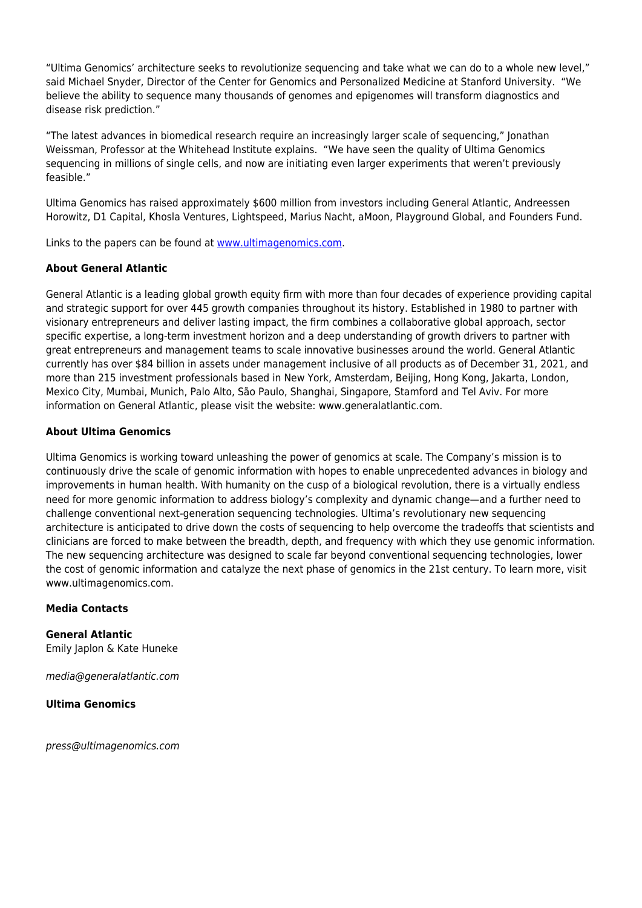"Ultima Genomics' architecture seeks to revolutionize sequencing and take what we can do to a whole new level," said Michael Snyder, Director of the Center for Genomics and Personalized Medicine at Stanford University. "We believe the ability to sequence many thousands of genomes and epigenomes will transform diagnostics and disease risk prediction."

"The latest advances in biomedical research require an increasingly larger scale of sequencing," Jonathan Weissman, Professor at the Whitehead Institute explains. "We have seen the quality of Ultima Genomics sequencing in millions of single cells, and now are initiating even larger experiments that weren't previously feasible."

Ultima Genomics has raised approximately $600 million from investors including General Atlantic, Andreessen Horowitz, D1 Capital, Khosla Ventures, Lightspeed, Marius Nacht, aMoon, Playground Global, and Founders Fund.

Links to the papers can be found at [www.ultimagenomics.com](http://www.ultimagenomics.com).

**About General Atlantic**

General Atlantic is a leading global growth equity firm with more than four decades of experience providing capital and strategic support for over 445 growth companies throughout its history. Established in 1980 to partner with visionary entrepreneurs and deliver lasting impact, the firm combines a collaborative global approach, sector specific expertise, a long-term investment horizon and a deep understanding of growth drivers to partner with great entrepreneurs and management teams to scale innovative businesses around the world. General Atlantic currently has over $84 billion in assets under management inclusive of all products as of December 31, 2021, and more than 215 investment professionals based in New York, Amsterdam, Beijing, Hong Kong, Jakarta, London, Mexico City, Mumbai, Munich, Palo Alto, São Paulo, Shanghai, Singapore, Stamford and Tel Aviv. For more information on General Atlantic, please visit the website: www.generalatlantic.com.

**About Ultima Genomics**

Ultima Genomics is working toward unleashing the power of genomics at scale. The Company's mission is to continuously drive the scale of genomic information with hopes to enable unprecedented advances in biology and improvements in human health. With humanity on the cusp of a biological revolution, there is a virtually endless need for more genomic information to address biology's complexity and dynamic change—and a further need to challenge conventional next-generation sequencing technologies. Ultima's revolutionary new sequencing architecture is anticipated to drive down the costs of sequencing to help overcome the tradeoffs that scientists and clinicians are forced to make between the breadth, depth, and frequency with which they use genomic information. The new sequencing architecture was designed to scale far beyond conventional sequencing technologies, lower the cost of genomic information and catalyze the next phase of genomics in the 21st century. To learn more, visit www.ultimagenomics.com.

**Media Contacts**

**General Atlantic**
Emily Japlon & Kate Huneke

*media@generalatlantic.com*

**Ultima Genomics**

*press@ultimagenomics.com*